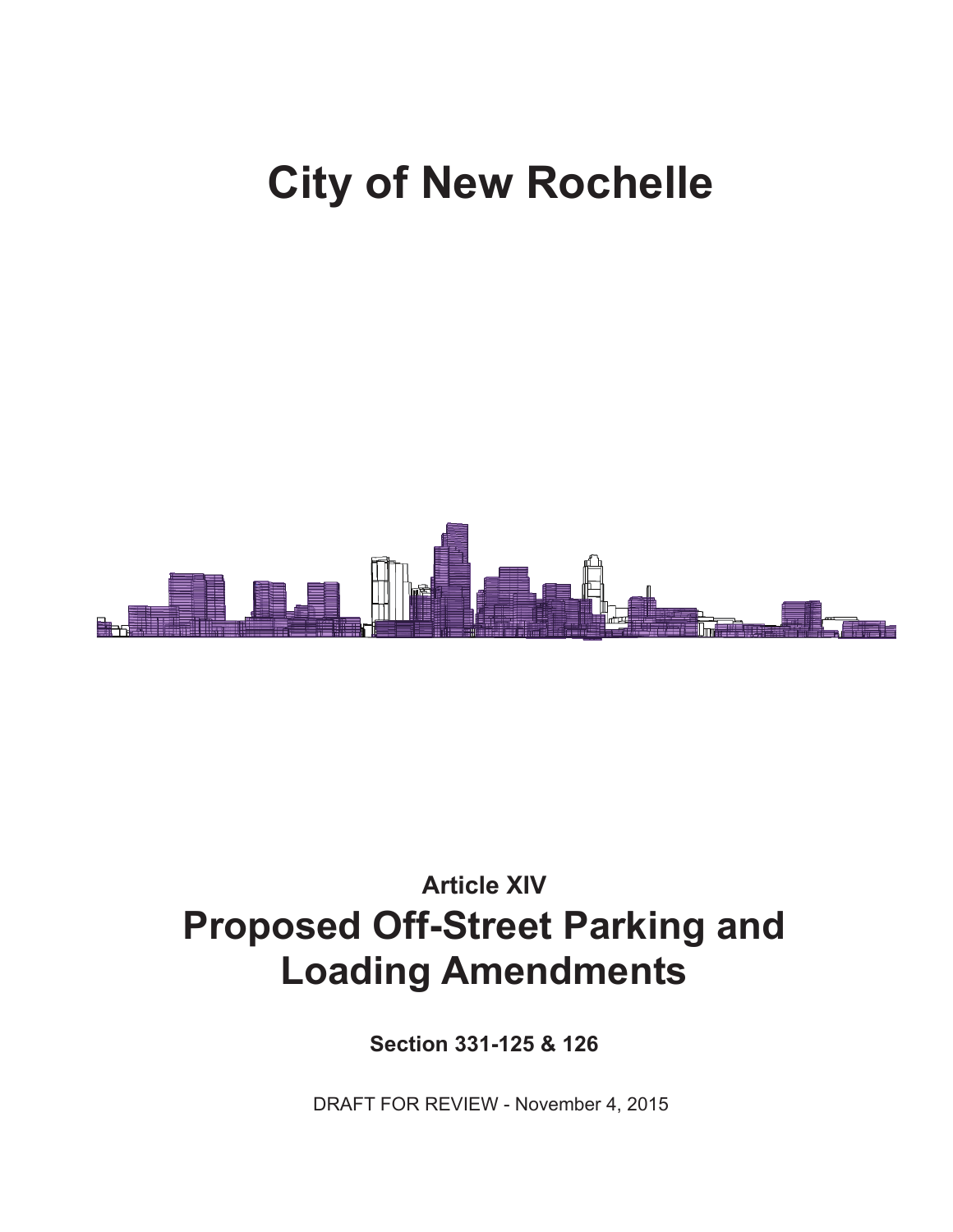# City of New Rochelle

### Article XIV

## Proposed Off-Street Parking and Loading Amendments

**Section 331-125 & 126**

DRAFT FOR REVIEW - November 4, 2015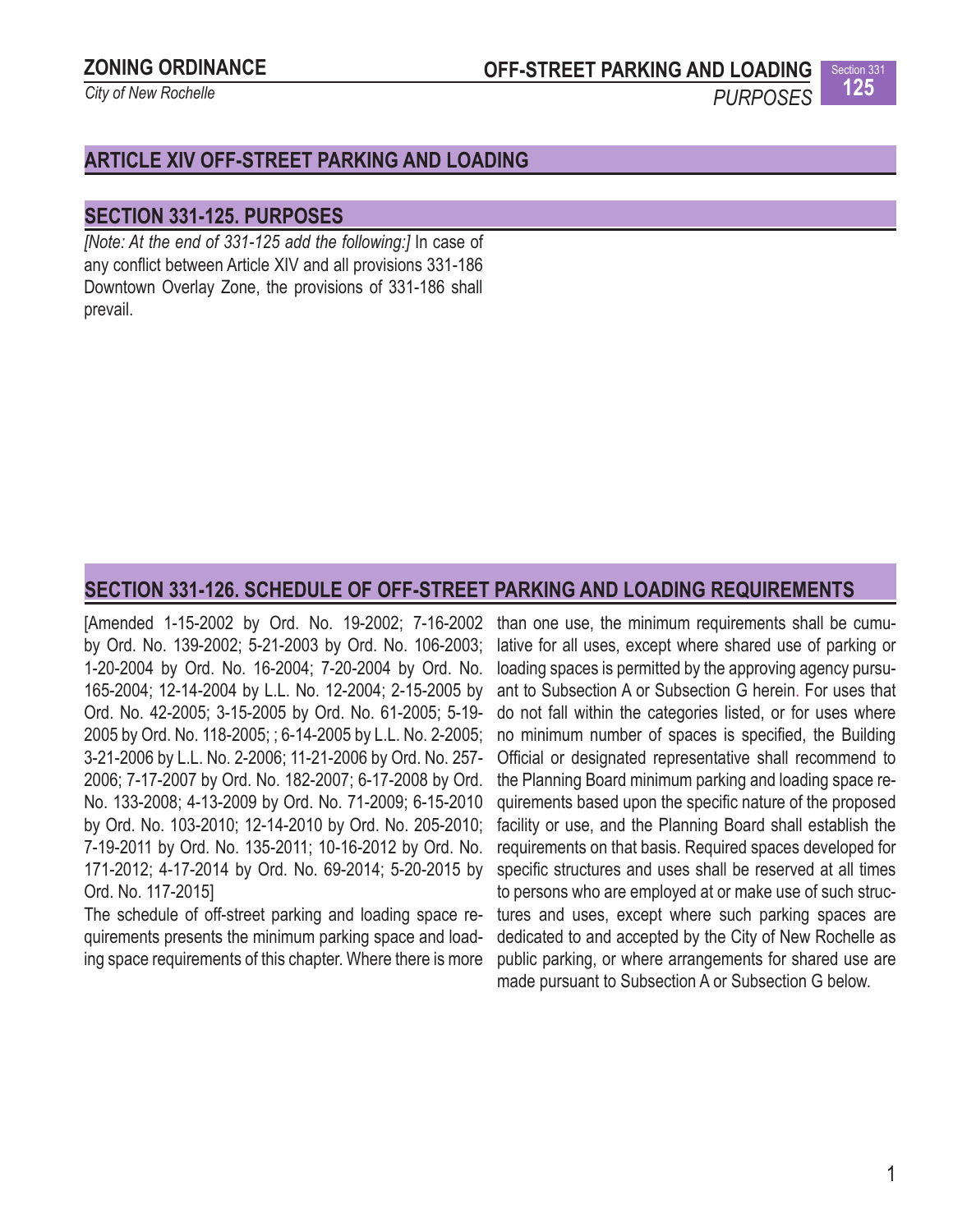## ARTICLE XIV OFF-STREET PARKING AND LOADING

### SECTION 331-125. PURPOSES

*[Note: At the end of 331-125 add the following:]* In case of any conflict between Article XIV and all provisions 331-186 Downtown Overlay Zone, the provisions of 331-186 shall prevail.

### SECTION 331-126. SCHEDULE OF OFF-STREET PARKING AND LOADING REQUIREMENTS

[Amended 1-15-2002 by Ord. No. 19-2002; 7-16-2002 by Ord. No. 139-2002; 5-21-2003 by Ord. No. 106-2003; 1-20-2004 by Ord. No. 16-2004; 7-20-2004 by Ord. No. 165-2004; 12-14-2004 by L.L. No. 12-2004; 2-15-2005 by Ord. No. 42-2005; 3-15-2005 by Ord. No. 61-2005; 5-19-2005 by Ord. No. 118-2005; ; 6-14-2005 by L.L. No. 2-2005; 3-21-2006 by L.L. No. 2-2006; 11-21-2006 by Ord. No. 257-2006; 7-17-2007 by Ord. No. 182-2007; 6-17-2008 by Ord. No. 133-2008; 4-13-2009 by Ord. No. 71-2009; 6-15-2010 by Ord. No. 103-2010; 12-14-2010 by Ord. No. 205-2010; 7-19-2011 by Ord. No. 135-2011; 10-16-2012 by Ord. No. 171-2012; 4-17-2014 by Ord. No. 69-2014; 5-20-2015 by Ord. No. 117-2015]

The schedule of off-street parking and loading space requirements presents the minimum parking space and loading space requirements of this chapter. Where there is more than one use, the minimum requirements shall be cumulative for all uses, except where shared use of parking or loading spaces is permitted by the approving agency pursuant to Subsection A or Subsection G herein. For uses that do not fall within the categories listed, or for uses where no minimum number of spaces is specified, the Building Official or designated representative shall recommend to the Planning Board minimum parking and loading space requirements based upon the specific nature of the proposed facility or use, and the Planning Board shall establish the requirements on that basis. Required spaces developed for specific structures and uses shall be reserved at all times to persons who are employed at or make use of such structures and uses, except where such parking spaces are dedicated to and accepted by the City of New Rochelle as public parking, or where arrangements for shared use are made pursuant to Subsection A or Subsection G below.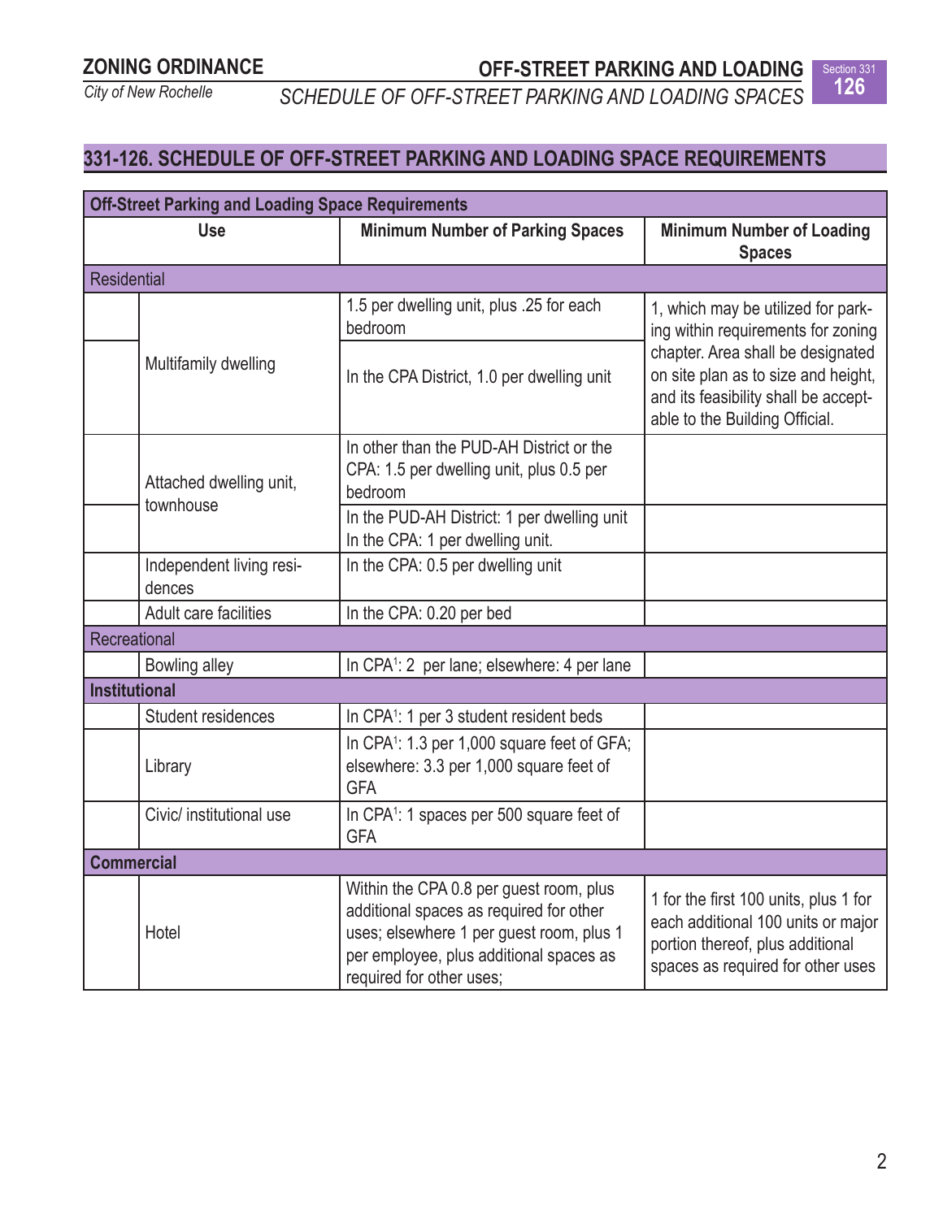## 331-126. SCHEDULE OF OFF-STREET PARKING AND LOADING SPACE REQUIREMENTS

| Off-Street Parking and Loading Space Requirements | | | |
|---|---|---|---|
| | **Use** | **Minimum Number of Parking Spaces** | **Minimum Number of Loading Spaces** |
| Residential | | | |
| | Multifamily dwelling | 1.5 per dwelling unit, plus .25 for each bedroom | 1, which may be utilized for parking within requirements for zoning chapter. Area shall be designated on site plan as to size and height, and its feasibility shall be acceptable to the Building Official. |
| | | In the CPA District, 1.0 per dwelling unit | |
| | Attached dwelling unit, townhouse | In other than the PUD-AH District or the CPA: 1.5 per dwelling unit, plus 0.5 per bedroom | |
| | | In the PUD-AH District: 1 per dwelling unit In the CPA: 1 per dwelling unit. | |
| | Independent living residences | In the CPA: 0.5 per dwelling unit | |
| | Adult care facilities | In the CPA: 0.20 per bed | |
| Recreational | | | |
| | Bowling alley | In CPA[1]: 2 per lane; elsewhere: 4 per lane | |
| **Institutional** | | | |
| | Student residences | In CPA[1]: 1 per 3 student resident beds | |
| | Library | In CPA[1]: 1.3 per 1,000 square feet of GFA; elsewhere: 3.3 per 1,000 square feet of GFA | |
| | Civic/ institutional use | In CPA[1]: 1 spaces per 500 square feet of GFA | |
| **Commercial** | | | |
| | Hotel | Within the CPA 0.8 per guest room, plus additional spaces as required for other uses; elsewhere 1 per guest room, plus 1 per employee, plus additional spaces as required for other uses; | 1 for the first 100 units, plus 1 for each additional 100 units or major portion thereof, plus additional spaces as required for other uses |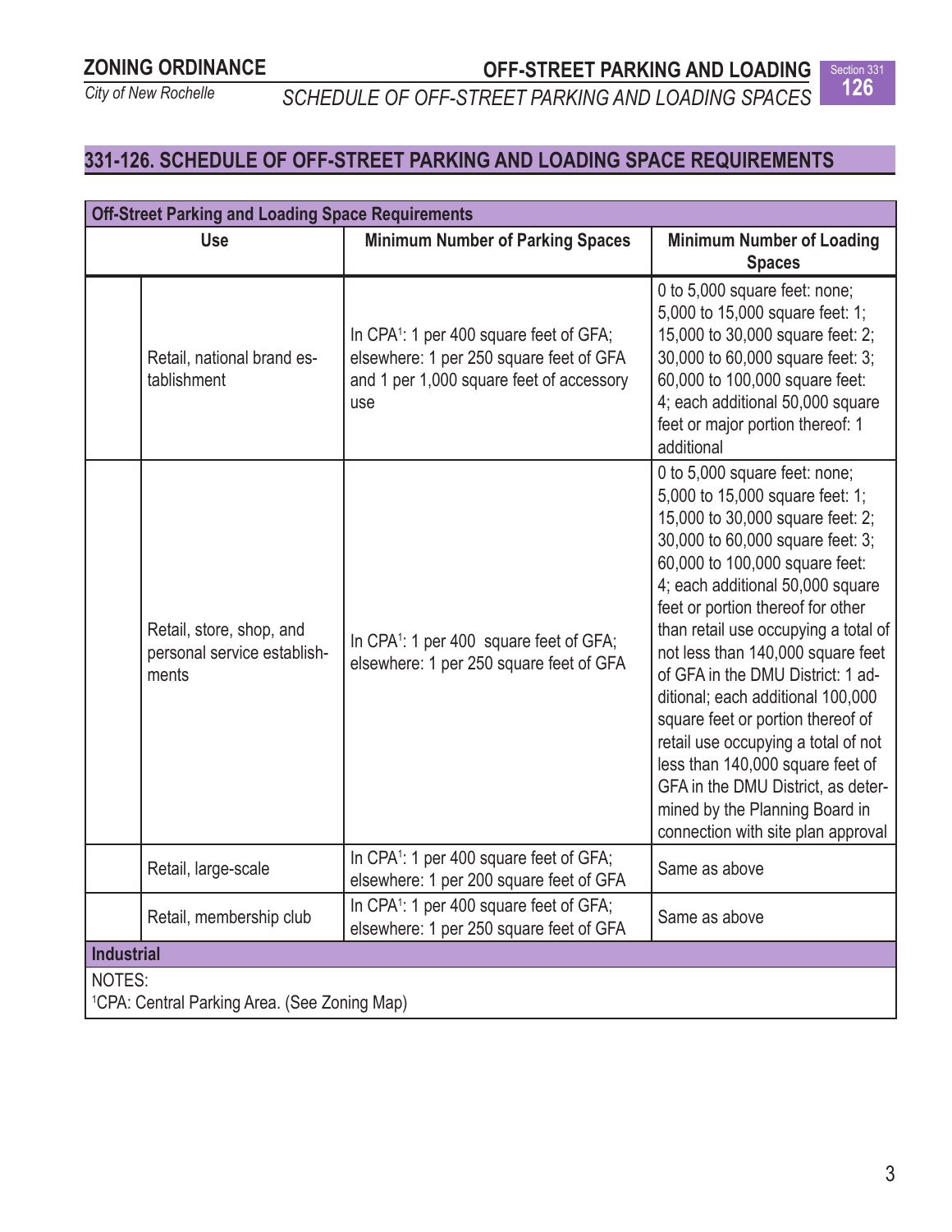## 331-126. SCHEDULE OF OFF-STREET PARKING AND LOADING SPACE REQUIREMENTS

| Off-Street Parking and Loading Space Requirements | | | |
|---|---|---|---|
| Use | | Minimum Number of Parking Spaces | Minimum Number of Loading Spaces |
| | Retail, national brand establishment | In CPA[1]: 1 per 400 square feet of GFA; elsewhere: 1 per 250 square feet of GFA and 1 per 1,000 square feet of accessory use | 0 to 5,000 square feet: none; 5,000 to 15,000 square feet: 1; 15,000 to 30,000 square feet: 2; 30,000 to 60,000 square feet: 3; 60,000 to 100,000 square feet: 4; each additional 50,000 square feet or major portion thereof: 1 additional |
| | Retail, store, shop, and personal service establishments | In CPA[1]: 1 per 400 square feet of GFA; elsewhere: 1 per 250 square feet of GFA | 0 to 5,000 square feet: none; 5,000 to 15,000 square feet: 1; 15,000 to 30,000 square feet: 2; 30,000 to 60,000 square feet: 3; 60,000 to 100,000 square feet: 4; each additional 50,000 square feet or portion thereof for other than retail use occupying a total of not less than 140,000 square feet of GFA in the DMU District: 1 additional; each additional 100,000 square feet or portion thereof of retail use occupying a total of not less than 140,000 square feet of GFA in the DMU District, as determined by the Planning Board in connection with site plan approval |
| | Retail, large-scale | In CPA[1]: 1 per 400 square feet of GFA; elsewhere: 1 per 200 square feet of GFA | Same as above |
| | Retail, membership club | In CPA[1]: 1 per 400 square feet of GFA; elsewhere: 1 per 250 square feet of GFA | Same as above |
| **Industrial** | | | |

NOTES:
[1]CPA: Central Parking Area. (See Zoning Map)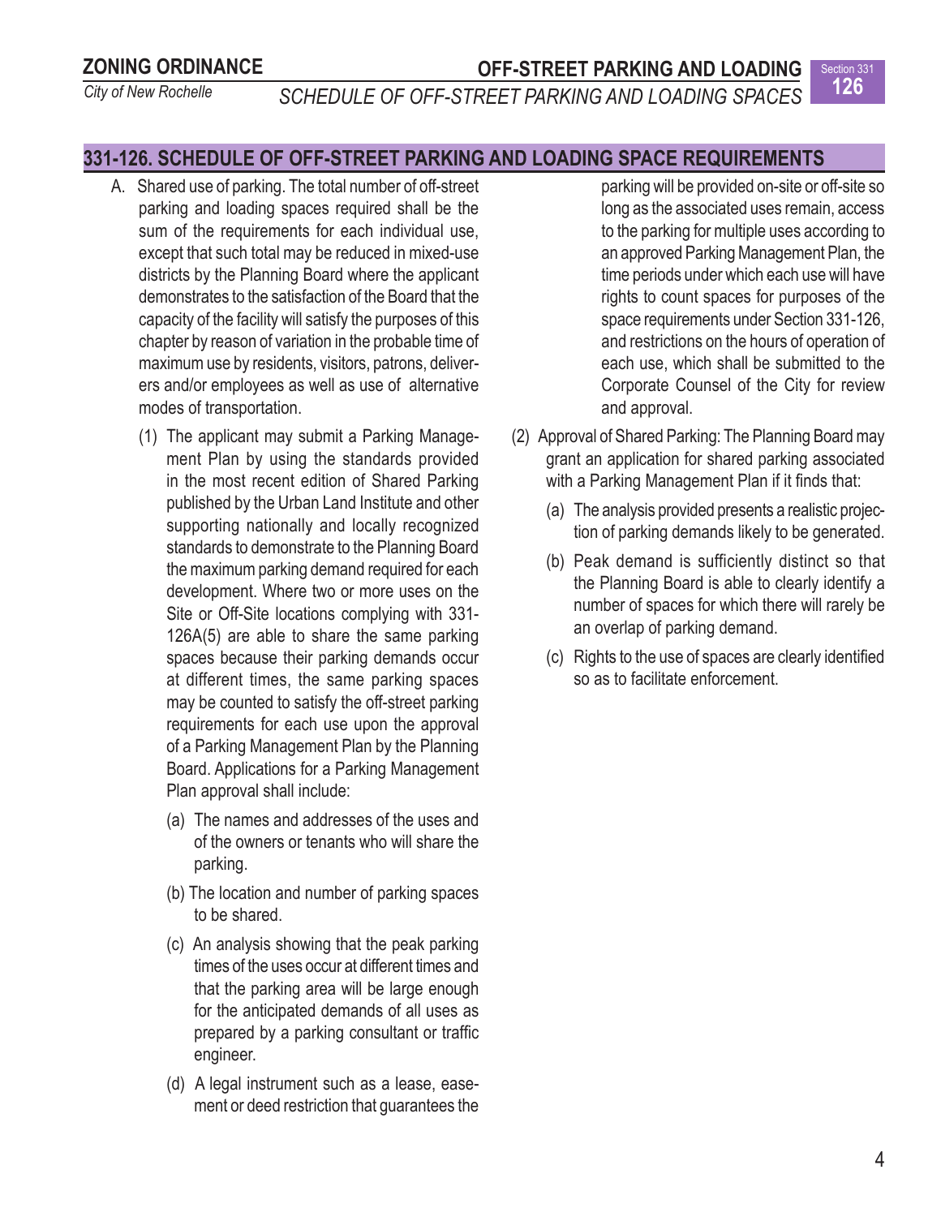## 331-126. SCHEDULE OF OFF-STREET PARKING AND LOADING SPACE REQUIREMENTS

A. Shared use of parking. The total number of off-street parking and loading spaces required shall be the sum of the requirements for each individual use, except that such total may be reduced in mixed-use districts by the Planning Board where the applicant demonstrates to the satisfaction of the Board that the capacity of the facility will satisfy the purposes of this chapter by reason of variation in the probable time of maximum use by residents, visitors, patrons, deliverers and/or employees as well as use of alternative modes of transportation.

(1) The applicant may submit a Parking Management Plan by using the standards provided in the most recent edition of Shared Parking published by the Urban Land Institute and other supporting nationally and locally recognized standards to demonstrate to the Planning Board the maximum parking demand required for each development. Where two or more uses on the Site or Off-Site locations complying with 331-126A(5) are able to share the same parking spaces because their parking demands occur at different times, the same parking spaces may be counted to satisfy the off-street parking requirements for each use upon the approval of a Parking Management Plan by the Planning Board. Applications for a Parking Management Plan approval shall include:

(a) The names and addresses of the uses and of the owners or tenants who will share the parking.

(b) The location and number of parking spaces to be shared.

(c) An analysis showing that the peak parking times of the uses occur at different times and that the parking area will be large enough for the anticipated demands of all uses as prepared by a parking consultant or traffic engineer.

(d) A legal instrument such as a lease, easement or deed restriction that guarantees the parking will be provided on-site or off-site so long as the associated uses remain, access to the parking for multiple uses according to an approved Parking Management Plan, the time periods under which each use will have rights to count spaces for purposes of the space requirements under Section 331-126, and restrictions on the hours of operation of each use, which shall be submitted to the Corporate Counsel of the City for review and approval.

(2) Approval of Shared Parking: The Planning Board may grant an application for shared parking associated with a Parking Management Plan if it finds that:

(a) The analysis provided presents a realistic projection of parking demands likely to be generated.

(b) Peak demand is sufficiently distinct so that the Planning Board is able to clearly identify a number of spaces for which there will rarely be an overlap of parking demand.

(c) Rights to the use of spaces are clearly identified so as to facilitate enforcement.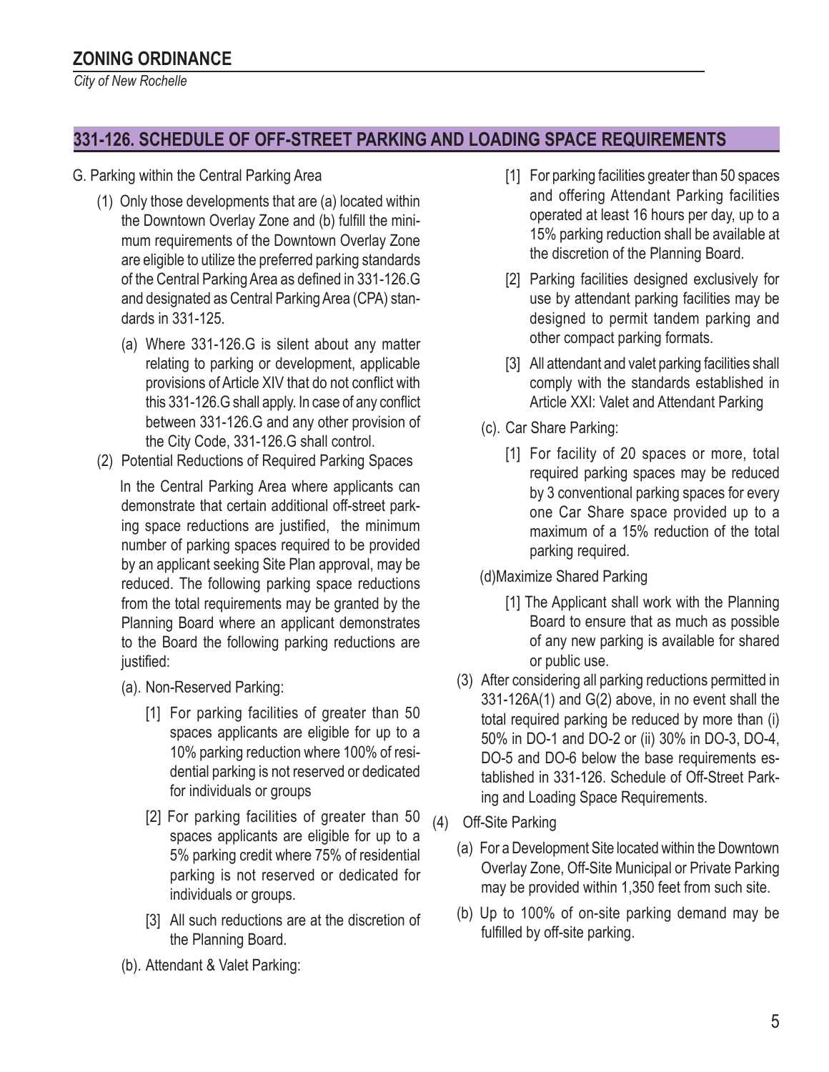## 331-126. SCHEDULE OF OFF-STREET PARKING AND LOADING SPACE REQUIREMENTS

G. Parking within the Central Parking Area

(1) Only those developments that are (a) located within the Downtown Overlay Zone and (b) fulfill the minimum requirements of the Downtown Overlay Zone are eligible to utilize the preferred parking standards of the Central Parking Area as defined in 331-126.G and designated as Central Parking Area (CPA) standards in 331-125.

(a) Where 331-126.G is silent about any matter relating to parking or development, applicable provisions of Article XIV that do not conflict with this 331-126.G shall apply. In case of any conflict between 331-126.G and any other provision of the City Code, 331-126.G shall control.

(2) Potential Reductions of Required Parking Spaces

In the Central Parking Area where applicants can demonstrate that certain additional off-street parking space reductions are justified, the minimum number of parking spaces required to be provided by an applicant seeking Site Plan approval, may be reduced. The following parking space reductions from the total requirements may be granted by the Planning Board where an applicant demonstrates to the Board the following parking reductions are justified:

(a). Non-Reserved Parking:

[1] For parking facilities of greater than 50 spaces applicants are eligible for up to a 10% parking reduction where 100% of residential parking is not reserved or dedicated for individuals or groups

[2] For parking facilities of greater than 50 spaces applicants are eligible for up to a 5% parking credit where 75% of residential parking is not reserved or dedicated for individuals or groups.

[3] All such reductions are at the discretion of the Planning Board.

(b). Attendant & Valet Parking:

[1] For parking facilities greater than 50 spaces and offering Attendant Parking facilities operated at least 16 hours per day, up to a 15% parking reduction shall be available at the discretion of the Planning Board.

[2] Parking facilities designed exclusively for use by attendant parking facilities may be designed to permit tandem parking and other compact parking formats.

[3] All attendant and valet parking facilities shall comply with the standards established in Article XXI: Valet and Attendant Parking

(c). Car Share Parking:

[1] For facility of 20 spaces or more, total required parking spaces may be reduced by 3 conventional parking spaces for every one Car Share space provided up to a maximum of a 15% reduction of the total parking required.

(d)Maximize Shared Parking

[1] The Applicant shall work with the Planning Board to ensure that as much as possible of any new parking is available for shared or public use.

(3) After considering all parking reductions permitted in 331-126A(1) and G(2) above, in no event shall the total required parking be reduced by more than (i) 50% in DO-1 and DO-2 or (ii) 30% in DO-3, DO-4, DO-5 and DO-6 below the base requirements established in 331-126. Schedule of Off-Street Parking and Loading Space Requirements.

(4) Off-Site Parking

(a) For a Development Site located within the Downtown Overlay Zone, Off-Site Municipal or Private Parking may be provided within 1,350 feet from such site.

(b) Up to 100% of on-site parking demand may be fulfilled by off-site parking.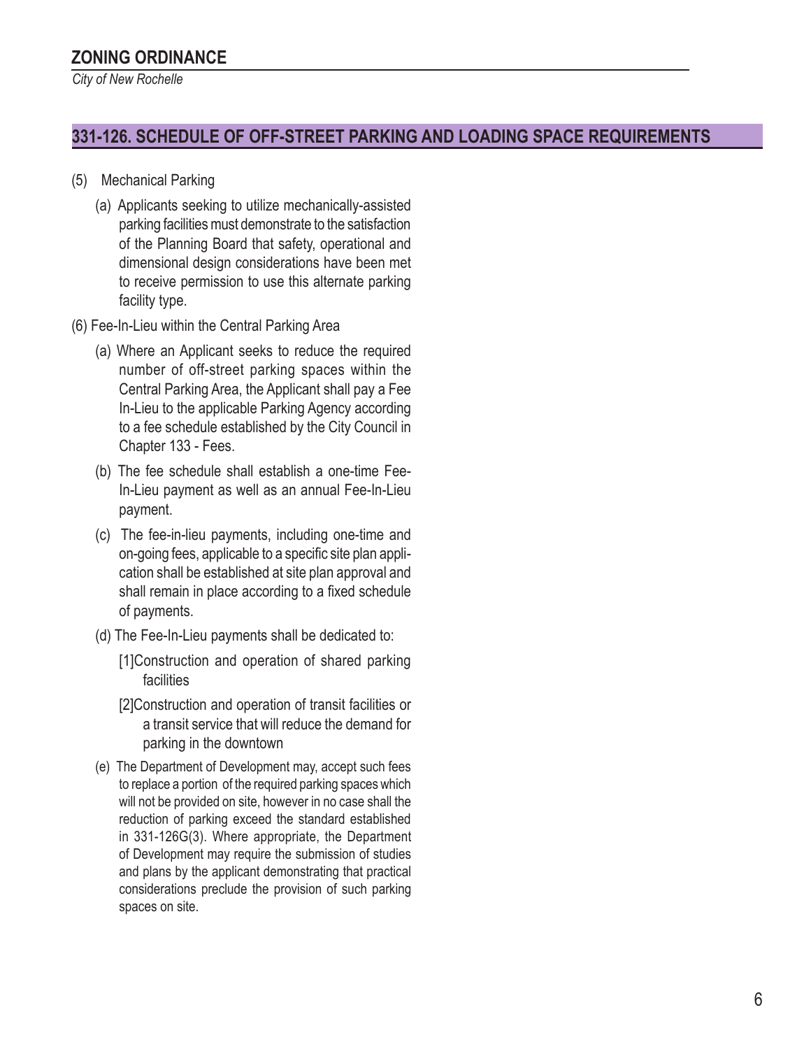## 331-126. SCHEDULE OF OFF-STREET PARKING AND LOADING SPACE REQUIREMENTS

(5) Mechanical Parking

(a) Applicants seeking to utilize mechanically-assisted parking facilities must demonstrate to the satisfaction of the Planning Board that safety, operational and dimensional design considerations have been met to receive permission to use this alternate parking facility type.

(6) Fee-In-Lieu within the Central Parking Area

(a) Where an Applicant seeks to reduce the required number of off-street parking spaces within the Central Parking Area, the Applicant shall pay a Fee In-Lieu to the applicable Parking Agency according to a fee schedule established by the City Council in Chapter 133 - Fees.

(b) The fee schedule shall establish a one-time Fee-In-Lieu payment as well as an annual Fee-In-Lieu payment.

(c) The fee-in-lieu payments, including one-time and on-going fees, applicable to a specific site plan application shall be established at site plan approval and shall remain in place according to a fixed schedule of payments.

(d) The Fee-In-Lieu payments shall be dedicated to:

[1]Construction and operation of shared parking facilities

[2]Construction and operation of transit facilities or a transit service that will reduce the demand for parking in the downtown

(e) The Department of Development may, accept such fees to replace a portion of the required parking spaces which will not be provided on site, however in no case shall the reduction of parking exceed the standard established in 331-126G(3). Where appropriate, the Department of Development may require the submission of studies and plans by the applicant demonstrating that practical considerations preclude the provision of such parking spaces on site.